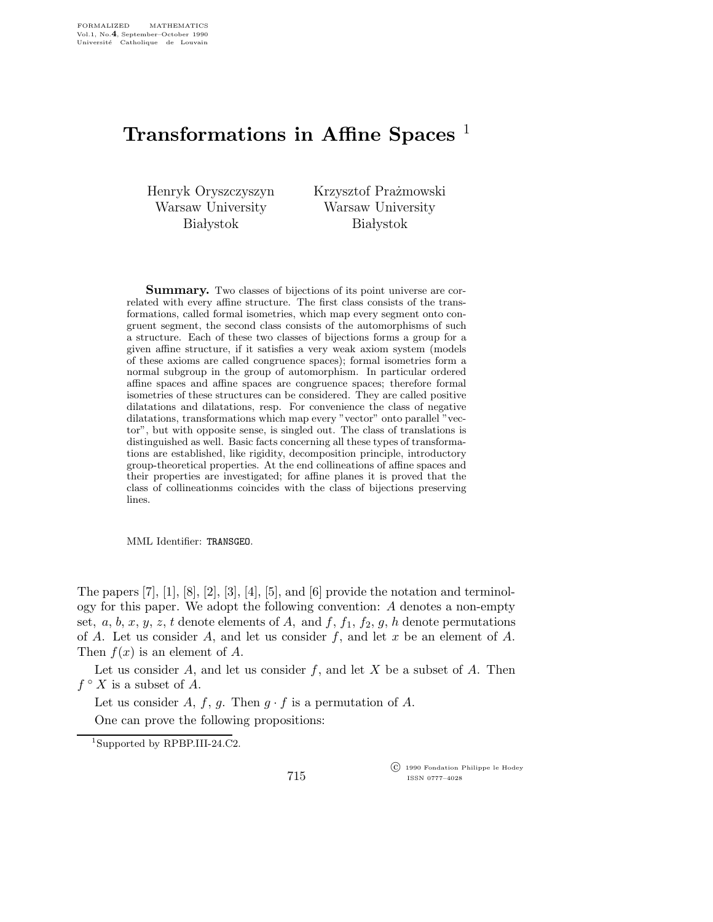# Transformations in Affine Spaces [1]

Henryk Oryszczyszyn
Warsaw University
Białystok

Krzysztof Prażmowski
Warsaw University
Białystok

**Summary.** Two classes of bijections of its point universe are correlated with every affine structure. The first class consists of the transformations, called formal isometries, which map every segment onto congruent segment, the second class consists of the automorphisms of such a structure. Each of these two classes of bijections forms a group for a given affine structure, if it satisfies a very weak axiom system (models of these axioms are called congruence spaces); formal isometries form a normal subgroup in the group of automorphism. In particular ordered affine spaces and affine spaces are congruence spaces; therefore formal isometries of these structures can be considered. They are called positive dilatations and dilatations, resp. For convenience the class of negative dilatations, transformations which map every "vector" onto parallel "vector", but with opposite sense, is singled out. The class of translations is distinguished as well. Basic facts concerning all these types of transformations are established, like rigidity, decomposition principle, introductory group-theoretical properties. At the end collineations of affine spaces and their properties are investigated; for affine planes it is proved that the class of collineationms coincides with the class of bijections preserving lines.

MML Identifier: TRANSGEO.

The papers [7], [1], [8], [2], [3], [4], [5], and [6] provide the notation and terminology for this paper. We adopt the following convention: $A$ denotes a non-empty set, $a$, $b$, $x$, $y$, $z$, $t$ denote elements of $A$, and $f$, $f_1$, $f_2$, $g$, $h$ denote permutations of $A$. Let us consider $A$, and let us consider $f$, and let $x$ be an element of $A$. Then $f(x)$ is an element of $A$.

Let us consider $A$, and let us consider $f$, and let $X$ be a subset of $A$. Then $f^{\circ} X$ is a subset of $A$.

Let us consider $A$, $f$, $g$. Then $g \cdot f$ is a permutation of $A$.

One can prove the following propositions:

[1] Supported by RPBP.III-24.C2.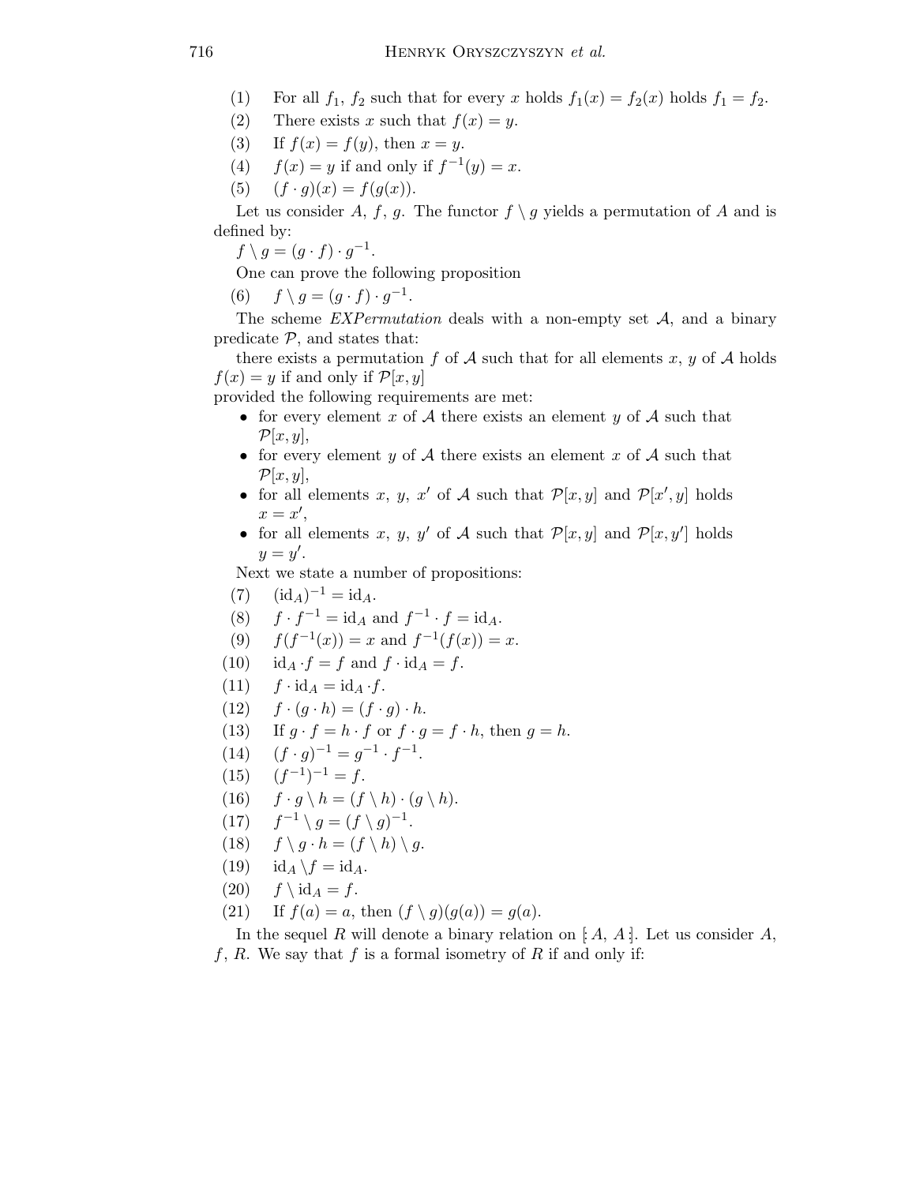(1) For all $f_1$, $f_2$ such that for every $x$ holds $f_1(x) = f_2(x)$ holds $f_1 = f_2$.

(2) There exists $x$ such that $f(x) = y$.

(3) If $f(x) = f(y)$, then $x = y$.

(4) $f(x) = y$ if and only if $f^{-1}(y) = x$.

(5) $(f \cdot g)(x) = f(g(x))$.

Let us consider $A$, $f$, $g$. The functor $f \setminus g$ yields a permutation of $A$ and is defined by:

$f \setminus g = (g \cdot f) \cdot g^{-1}$.

One can prove the following proposition

(6) $f \setminus g = (g \cdot f) \cdot g^{-1}$.

The scheme *EXPermutation* deals with a non-empty set $\mathcal{A}$, and a binary predicate $\mathcal{P}$, and states that:

there exists a permutation $f$ of $\mathcal{A}$ such that for all elements $x$, $y$ of $\mathcal{A}$ holds $f(x) = y$ if and only if $\mathcal{P}[x, y]$

provided the following requirements are met:

- for every element $x$ of $\mathcal{A}$ there exists an element $y$ of $\mathcal{A}$ such that $\mathcal{P}[x, y]$,
- for every element $y$ of $\mathcal{A}$ there exists an element $x$ of $\mathcal{A}$ such that $\mathcal{P}[x, y]$,
- for all elements $x$, $y$, $x'$ of $\mathcal{A}$ such that $\mathcal{P}[x, y]$ and $\mathcal{P}[x', y]$ holds $x = x'$,
- for all elements $x$, $y$, $y'$ of $\mathcal{A}$ such that $\mathcal{P}[x, y]$ and $\mathcal{P}[x, y']$ holds $y = y'$.

Next we state a number of propositions:

(7) $(\mathrm{id}_A)^{-1} = \mathrm{id}_A$.

(8) $f \cdot f^{-1} = \mathrm{id}_A$ and $f^{-1} \cdot f = \mathrm{id}_A$.

(9) $f(f^{-1}(x)) = x$ and $f^{-1}(f(x)) = x$.

(10) $\mathrm{id}_A \cdot f = f$ and $f \cdot \mathrm{id}_A = f$.

(11) $f \cdot \mathrm{id}_A = \mathrm{id}_A \cdot f$.

(12) $f \cdot (g \cdot h) = (f \cdot g) \cdot h$.

(13) If $g \cdot f = h \cdot f$ or $f \cdot g = f \cdot h$, then $g = h$.

(14) $(f \cdot g)^{-1} = g^{-1} \cdot f^{-1}$.

(15) $(f^{-1})^{-1} = f$.

(16) $f \cdot g \setminus h = (f \setminus h) \cdot (g \setminus h)$.

(17) $f^{-1} \setminus g = (f \setminus g)^{-1}$.

(18) $f \setminus g \cdot h = (f \setminus h) \setminus g$.

(19) $\mathrm{id}_A \setminus f = \mathrm{id}_A$.

(20) $f \setminus \mathrm{id}_A = f$.

(21) If $f(a) = a$, then $(f \setminus g)(g(a)) = g(a)$.

In the sequel $R$ will denote a binary relation on $[\!: A, A :\!]$. Let us consider $A$, $f$, $R$. We say that $f$ is a formal isometry of $R$ if and only if: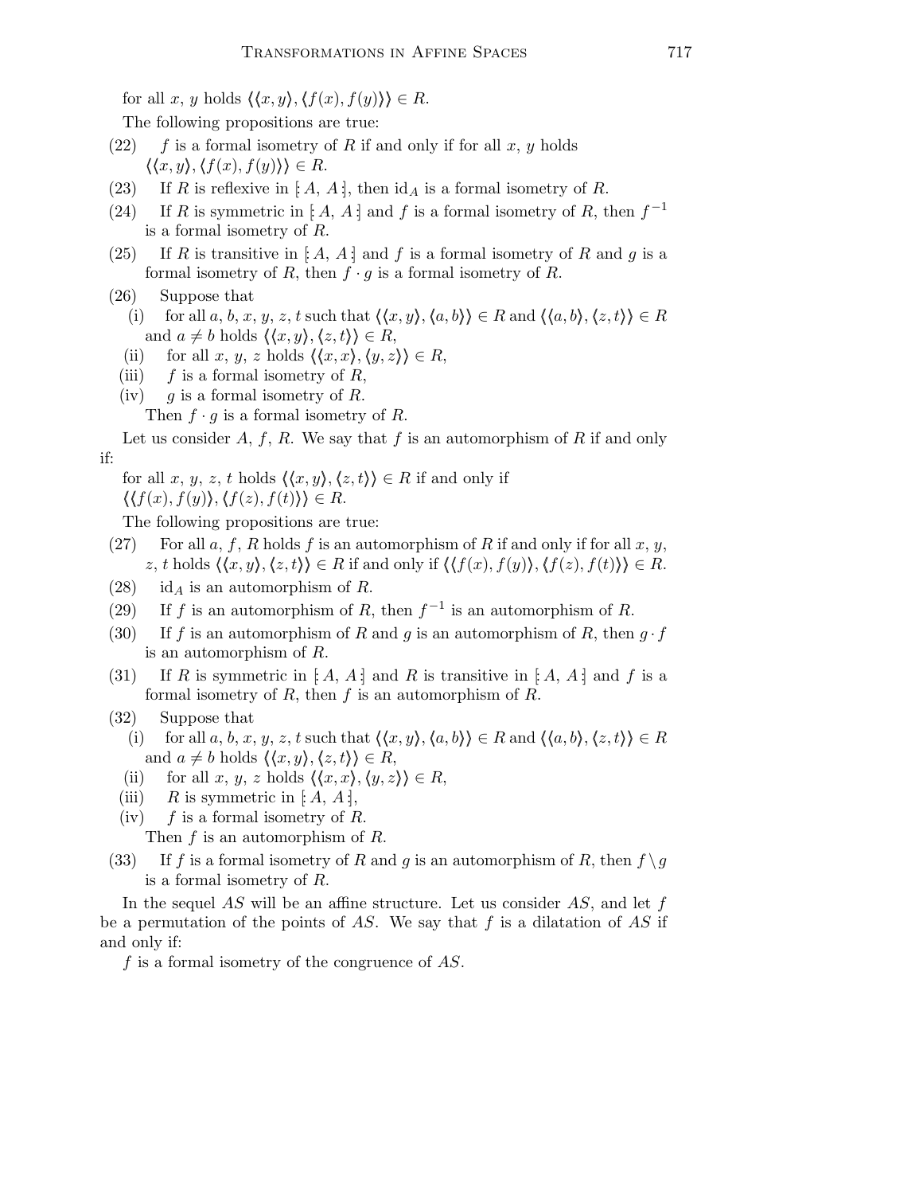for all $x$, $y$ holds $\langle\langle x, y\rangle, \langle f(x), f(y)\rangle\rangle \in R$.

The following propositions are true:

(22) $f$ is a formal isometry of $R$ if and only if for all $x$, $y$ holds $\langle\langle x, y\rangle, \langle f(x), f(y)\rangle\rangle \in R$.

(23) If $R$ is reflexive in $[\!:A, A\,:\!]$, then $\mathrm{id}_A$ is a formal isometry of $R$.

(24) If $R$ is symmetric in $[\!:A, A\,:\!]$ and $f$ is a formal isometry of $R$, then $f^{-1}$ is a formal isometry of $R$.

(25) If $R$ is transitive in $[\!:A, A\,:\!]$ and $f$ is a formal isometry of $R$ and $g$ is a formal isometry of $R$, then $f \cdot g$ is a formal isometry of $R$.

(26) Suppose that

(i) for all $a$, $b$, $x$, $y$, $z$, $t$ such that $\langle\langle x, y\rangle, \langle a, b\rangle\rangle \in R$ and $\langle\langle a, b\rangle, \langle z, t\rangle\rangle \in R$ and $a \neq b$ holds $\langle\langle x, y\rangle, \langle z, t\rangle\rangle \in R$,

(ii) for all $x$, $y$, $z$ holds $\langle\langle x, x\rangle, \langle y, z\rangle\rangle \in R$,

(iii) $f$ is a formal isometry of $R$,

(iv) $g$ is a formal isometry of $R$.

Then $f \cdot g$ is a formal isometry of $R$.

Let us consider $A$, $f$, $R$. We say that $f$ is an automorphism of $R$ if and only if:

for all $x$, $y$, $z$, $t$ holds $\langle\langle x, y\rangle, \langle z, t\rangle\rangle \in R$ if and only if $\langle\langle f(x), f(y)\rangle, \langle f(z), f(t)\rangle\rangle \in R$.

The following propositions are true:

(27) For all $a$, $f$, $R$ holds $f$ is an automorphism of $R$ if and only if for all $x$, $y$, $z$, $t$ holds $\langle\langle x, y\rangle, \langle z, t\rangle\rangle \in R$ if and only if $\langle\langle f(x), f(y)\rangle, \langle f(z), f(t)\rangle\rangle \in R$.

(28) $\mathrm{id}_A$ is an automorphism of $R$.

(29) If $f$ is an automorphism of $R$, then $f^{-1}$ is an automorphism of $R$.

(30) If $f$ is an automorphism of $R$ and $g$ is an automorphism of $R$, then $g \cdot f$ is an automorphism of $R$.

(31) If $R$ is symmetric in $[\!:A, A\,:\!]$ and $R$ is transitive in $[\!:A, A\,:\!]$ and $f$ is a formal isometry of $R$, then $f$ is an automorphism of $R$.

(32) Suppose that

(i) for all $a$, $b$, $x$, $y$, $z$, $t$ such that $\langle\langle x, y\rangle, \langle a, b\rangle\rangle \in R$ and $\langle\langle a, b\rangle, \langle z, t\rangle\rangle \in R$ and $a \neq b$ holds $\langle\langle x, y\rangle, \langle z, t\rangle\rangle \in R$,

(ii) for all $x$, $y$, $z$ holds $\langle\langle x, x\rangle, \langle y, z\rangle\rangle \in R$,

(iii) $R$ is symmetric in $[\!:A, A\,:\!]$,

(iv) $f$ is a formal isometry of $R$.

Then $f$ is an automorphism of $R$.

(33) If $f$ is a formal isometry of $R$ and $g$ is an automorphism of $R$, then $f \setminus g$ is a formal isometry of $R$.

In the sequel $AS$ will be an affine structure. Let us consider $AS$, and let $f$ be a permutation of the points of $AS$. We say that $f$ is a dilatation of $AS$ if and only if:

$f$ is a formal isometry of the congruence of $AS$.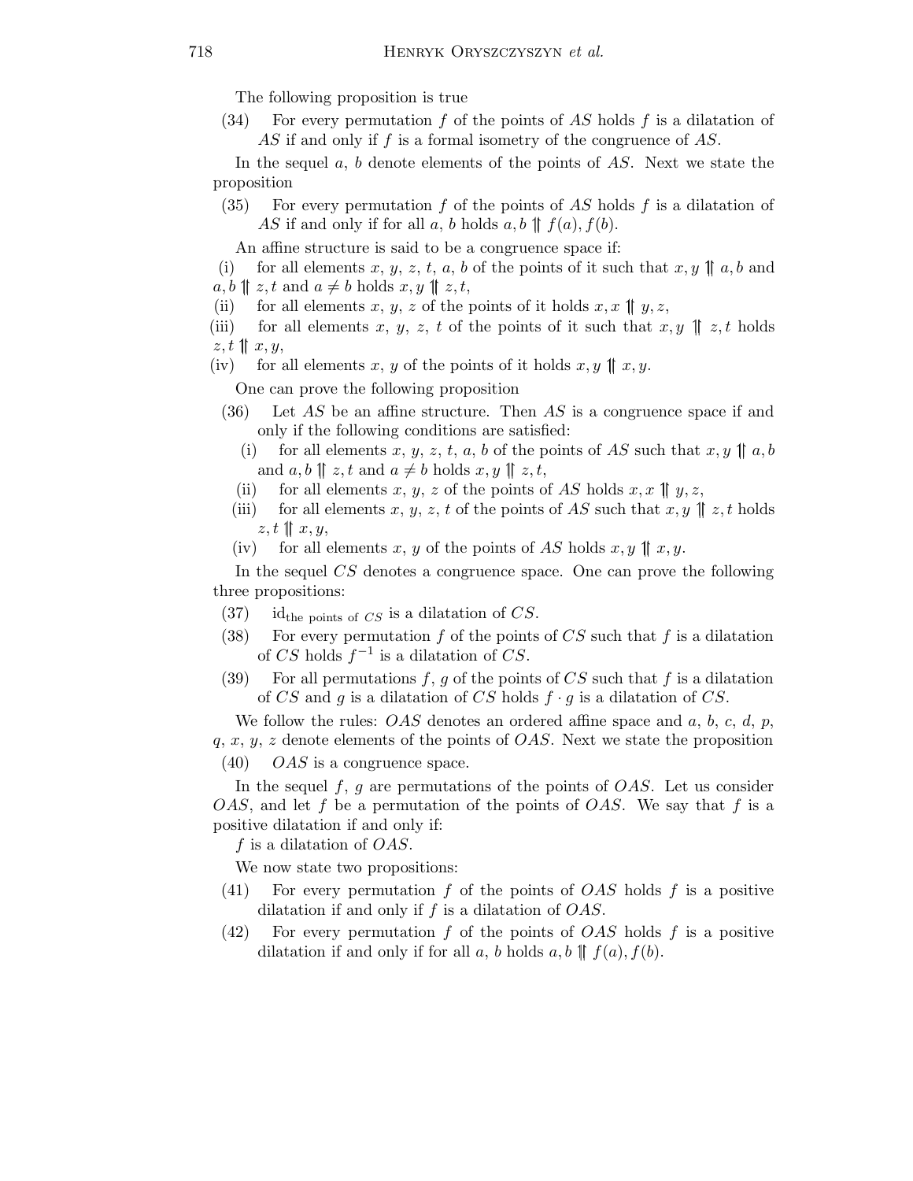The following proposition is true

(34) For every permutation $f$ of the points of $AS$ holds $f$ is a dilatation of $AS$ if and only if $f$ is a formal isometry of the congruence of $AS$.

In the sequel $a$, $b$ denote elements of the points of $AS$. Next we state the proposition

(35) For every permutation $f$ of the points of $AS$ holds $f$ is a dilatation of $AS$ if and only if for all $a$, $b$ holds $a, b \upuparrows f(a), f(b)$.

An affine structure is said to be a congruence space if:

(i) for all elements $x$, $y$, $z$, $t$, $a$, $b$ of the points of it such that $x, y \upuparrows a, b$ and $a, b \upuparrows z, t$ and $a \neq b$ holds $x, y \upuparrows z, t$,

(ii) for all elements $x$, $y$, $z$ of the points of it holds $x, x \upuparrows y, z$,

(iii) for all elements $x$, $y$, $z$, $t$ of the points of it such that $x, y \upuparrows z, t$ holds $z, t \upuparrows x, y$,

(iv) for all elements $x$, $y$ of the points of it holds $x, y \upuparrows x, y$.

One can prove the following proposition

(36) Let $AS$ be an affine structure. Then $AS$ is a congruence space if and only if the following conditions are satisfied:

  (i) for all elements $x$, $y$, $z$, $t$, $a$, $b$ of the points of $AS$ such that $x, y \upuparrows a, b$ and $a, b \upuparrows z, t$ and $a \neq b$ holds $x, y \upuparrows z, t$,

  (ii) for all elements $x$, $y$, $z$ of the points of $AS$ holds $x, x \upuparrows y, z$,

  (iii) for all elements $x$, $y$, $z$, $t$ of the points of $AS$ such that $x, y \upuparrows z, t$ holds $z, t \upuparrows x, y$,

  (iv) for all elements $x$, $y$ of the points of $AS$ holds $x, y \upuparrows x, y$.

In the sequel $CS$ denotes a congruence space. One can prove the following three propositions:

(37) $\mathrm{id}_{\text{the points of } CS}$ is a dilatation of $CS$.

(38) For every permutation $f$ of the points of $CS$ such that $f$ is a dilatation of $CS$ holds $f^{-1}$ is a dilatation of $CS$.

(39) For all permutations $f$, $g$ of the points of $CS$ such that $f$ is a dilatation of $CS$ and $g$ is a dilatation of $CS$ holds $f \cdot g$ is a dilatation of $CS$.

We follow the rules: $OAS$ denotes an ordered affine space and $a$, $b$, $c$, $d$, $p$, $q$, $x$, $y$, $z$ denote elements of the points of $OAS$. Next we state the proposition

(40) $OAS$ is a congruence space.

In the sequel $f$, $g$ are permutations of the points of $OAS$. Let us consider $OAS$, and let $f$ be a permutation of the points of $OAS$. We say that $f$ is a positive dilatation if and only if:

$f$ is a dilatation of $OAS$.

We now state two propositions:

(41) For every permutation $f$ of the points of $OAS$ holds $f$ is a positive dilatation if and only if $f$ is a dilatation of $OAS$.

(42) For every permutation $f$ of the points of $OAS$ holds $f$ is a positive dilatation if and only if for all $a$, $b$ holds $a, b \upuparrows f(a), f(b)$.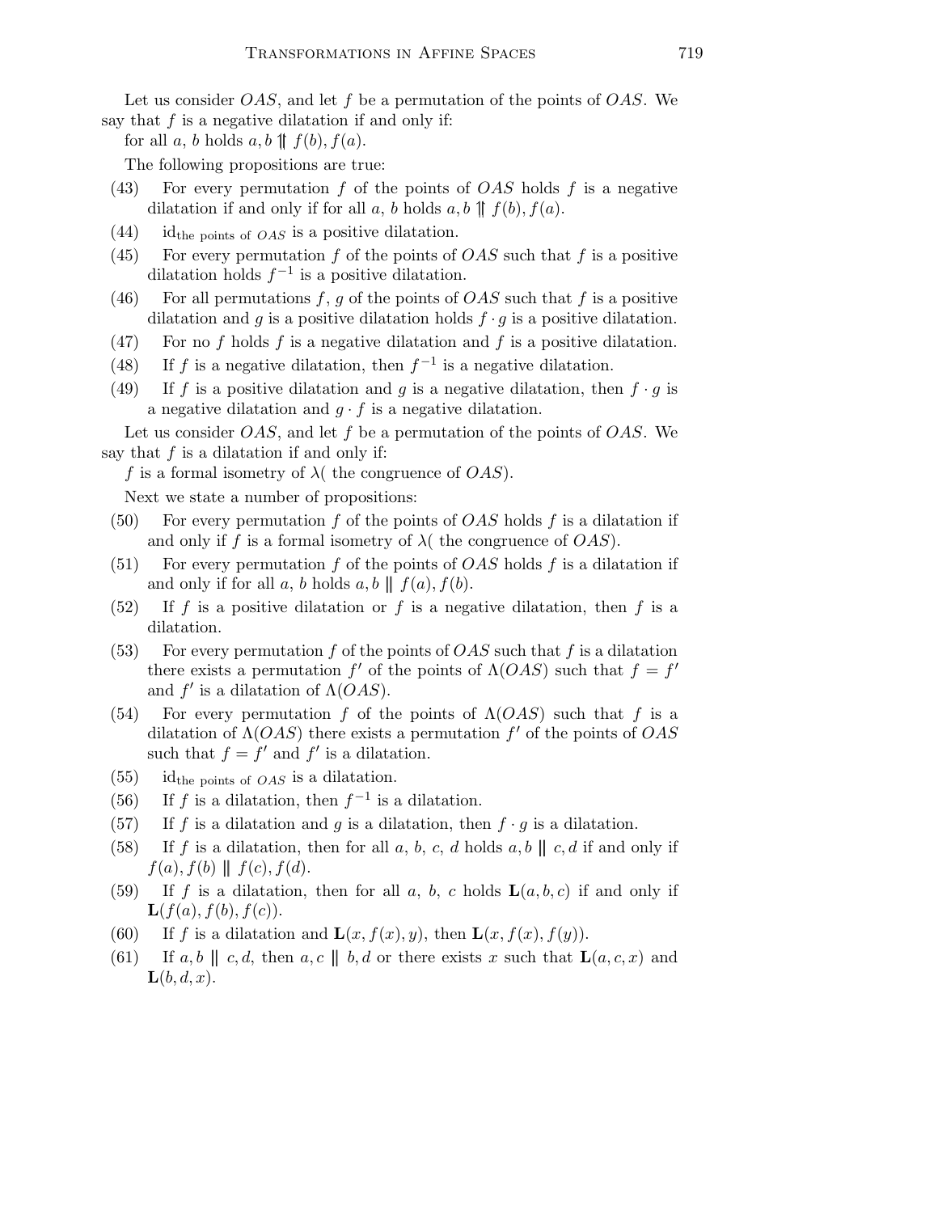Let us consider $OAS$, and let $f$ be a permutation of the points of $OAS$. We say that $f$ is a negative dilatation if and only if:

for all $a$, $b$ holds $a, b \upuparrows f(b), f(a)$.

The following propositions are true:

(43) For every permutation $f$ of the points of $OAS$ holds $f$ is a negative dilatation if and only if for all $a$, $b$ holds $a, b \upuparrows f(b), f(a)$.

(44) $\mathrm{id}_{\text{the points of } OAS}$ is a positive dilatation.

(45) For every permutation $f$ of the points of $OAS$ such that $f$ is a positive dilatation holds $f^{-1}$ is a positive dilatation.

(46) For all permutations $f$, $g$ of the points of $OAS$ such that $f$ is a positive dilatation and $g$ is a positive dilatation holds $f \cdot g$ is a positive dilatation.

(47) For no $f$ holds $f$ is a negative dilatation and $f$ is a positive dilatation.

(48) If $f$ is a negative dilatation, then $f^{-1}$ is a negative dilatation.

(49) If $f$ is a positive dilatation and $g$ is a negative dilatation, then $f \cdot g$ is a negative dilatation and $g \cdot f$ is a negative dilatation.

Let us consider $OAS$, and let $f$ be a permutation of the points of $OAS$. We say that $f$ is a dilatation if and only if:

$f$ is a formal isometry of $\lambda$( the congruence of $OAS$).

Next we state a number of propositions:

(50) For every permutation $f$ of the points of $OAS$ holds $f$ is a dilatation if and only if $f$ is a formal isometry of $\lambda$( the congruence of $OAS$).

(51) For every permutation $f$ of the points of $OAS$ holds $f$ is a dilatation if and only if for all $a$, $b$ holds $a, b \parallel f(a), f(b)$.

(52) If $f$ is a positive dilatation or $f$ is a negative dilatation, then $f$ is a dilatation.

(53) For every permutation $f$ of the points of $OAS$ such that $f$ is a dilatation there exists a permutation $f'$ of the points of $\Lambda(OAS)$ such that $f = f'$ and $f'$ is a dilatation of $\Lambda(OAS)$.

(54) For every permutation $f$ of the points of $\Lambda(OAS)$ such that $f$ is a dilatation of $\Lambda(OAS)$ there exists a permutation $f'$ of the points of $OAS$ such that $f = f'$ and $f'$ is a dilatation.

(55) $\mathrm{id}_{\text{the points of } OAS}$ is a dilatation.

(56) If $f$ is a dilatation, then $f^{-1}$ is a dilatation.

(57) If $f$ is a dilatation and $g$ is a dilatation, then $f \cdot g$ is a dilatation.

(58) If $f$ is a dilatation, then for all $a$, $b$, $c$, $d$ holds $a, b \parallel c, d$ if and only if $f(a), f(b) \parallel f(c), f(d)$.

(59) If $f$ is a dilatation, then for all $a$, $b$, $c$ holds $\mathbf{L}(a, b, c)$ if and only if $\mathbf{L}(f(a), f(b), f(c))$.

(60) If $f$ is a dilatation and $\mathbf{L}(x, f(x), y)$, then $\mathbf{L}(x, f(x), f(y))$.

(61) If $a, b \parallel c, d$, then $a, c \parallel b, d$ or there exists $x$ such that $\mathbf{L}(a, c, x)$ and $\mathbf{L}(b, d, x)$.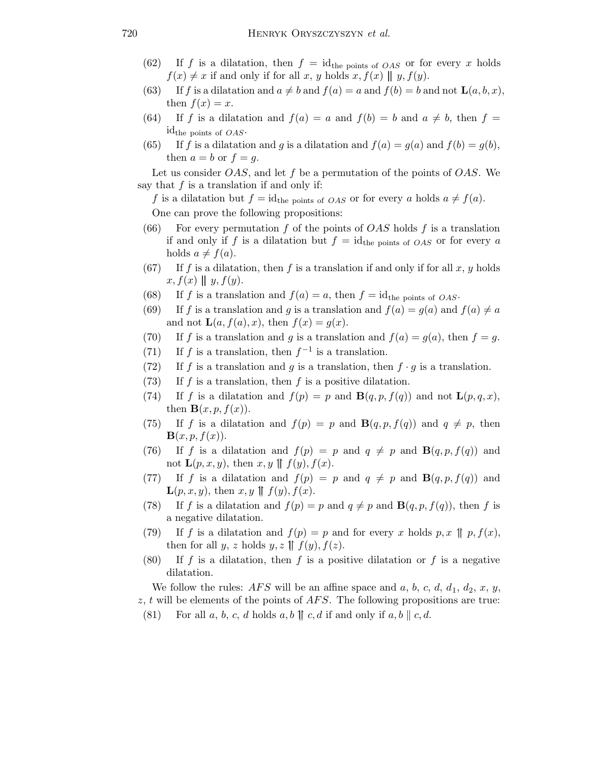(62) If $f$ is a dilatation, then $f = \mathrm{id}_{\text{the points of } OAS}$ or for every $x$ holds $f(x) \neq x$ if and only if for all $x$, $y$ holds $x, f(x) \parallel y, f(y)$.

(63) If $f$ is a dilatation and $a \neq b$ and $f(a) = a$ and $f(b) = b$ and not $\mathbf{L}(a, b, x)$, then $f(x) = x$.

(64) If $f$ is a dilatation and $f(a) = a$ and $f(b) = b$ and $a \neq b$, then $f = \mathrm{id}_{\text{the points of } OAS}$.

(65) If $f$ is a dilatation and $g$ is a dilatation and $f(a) = g(a)$ and $f(b) = g(b)$, then $a = b$ or $f = g$.

Let us consider $OAS$, and let $f$ be a permutation of the points of $OAS$. We say that $f$ is a translation if and only if:

$f$ is a dilatation but $f = \mathrm{id}_{\text{the points of } OAS}$ or for every $a$ holds $a \neq f(a)$.

One can prove the following propositions:

(66) For every permutation $f$ of the points of $OAS$ holds $f$ is a translation if and only if $f$ is a dilatation but $f = \mathrm{id}_{\text{the points of } OAS}$ or for every $a$ holds $a \neq f(a)$.

(67) If $f$ is a dilatation, then $f$ is a translation if and only if for all $x$, $y$ holds $x, f(x) \parallel y, f(y)$.

(68) If $f$ is a translation and $f(a) = a$, then $f = \mathrm{id}_{\text{the points of } OAS}$.

(69) If $f$ is a translation and $g$ is a translation and $f(a) = g(a)$ and $f(a) \neq a$ and not $\mathbf{L}(a, f(a), x)$, then $f(x) = g(x)$.

(70) If $f$ is a translation and $g$ is a translation and $f(a) = g(a)$, then $f = g$.

(71) If $f$ is a translation, then $f^{-1}$ is a translation.

(72) If $f$ is a translation and $g$ is a translation, then $f \cdot g$ is a translation.

(73) If $f$ is a translation, then $f$ is a positive dilatation.

(74) If $f$ is a dilatation and $f(p) = p$ and $\mathbf{B}(q, p, f(q))$ and not $\mathbf{L}(p, q, x)$, then $\mathbf{B}(x, p, f(x))$.

(75) If $f$ is a dilatation and $f(p) = p$ and $\mathbf{B}(q, p, f(q))$ and $q \neq p$, then $\mathbf{B}(x, p, f(x))$.

(76) If $f$ is a dilatation and $f(p) = p$ and $q \neq p$ and $\mathbf{B}(q, p, f(q))$ and not $\mathbf{L}(p, x, y)$, then $x, y \upharpoonleft\downharpoonright f(y), f(x)$.

(77) If $f$ is a dilatation and $f(p) = p$ and $q \neq p$ and $\mathbf{B}(q, p, f(q))$ and $\mathbf{L}(p, x, y)$, then $x, y \upharpoonleft\downharpoonright f(y), f(x)$.

(78) If $f$ is a dilatation and $f(p) = p$ and $q \neq p$ and $\mathbf{B}(q, p, f(q))$, then $f$ is a negative dilatation.

(79) If $f$ is a dilatation and $f(p) = p$ and for every $x$ holds $p, x \upharpoonleft\downharpoonright p, f(x)$, then for all $y$, $z$ holds $y, z \upharpoonleft\downharpoonright f(y), f(z)$.

(80) If $f$ is a dilatation, then $f$ is a positive dilatation or $f$ is a negative dilatation.

We follow the rules: $AFS$ will be an affine space and $a$, $b$, $c$, $d$, $d_1$, $d_2$, $x$, $y$, $z$, $t$ will be elements of the points of $AFS$. The following propositions are true:

(81) For all $a$, $b$, $c$, $d$ holds $a, b \upharpoonleft\downharpoonright c, d$ if and only if $a, b \parallel c, d$.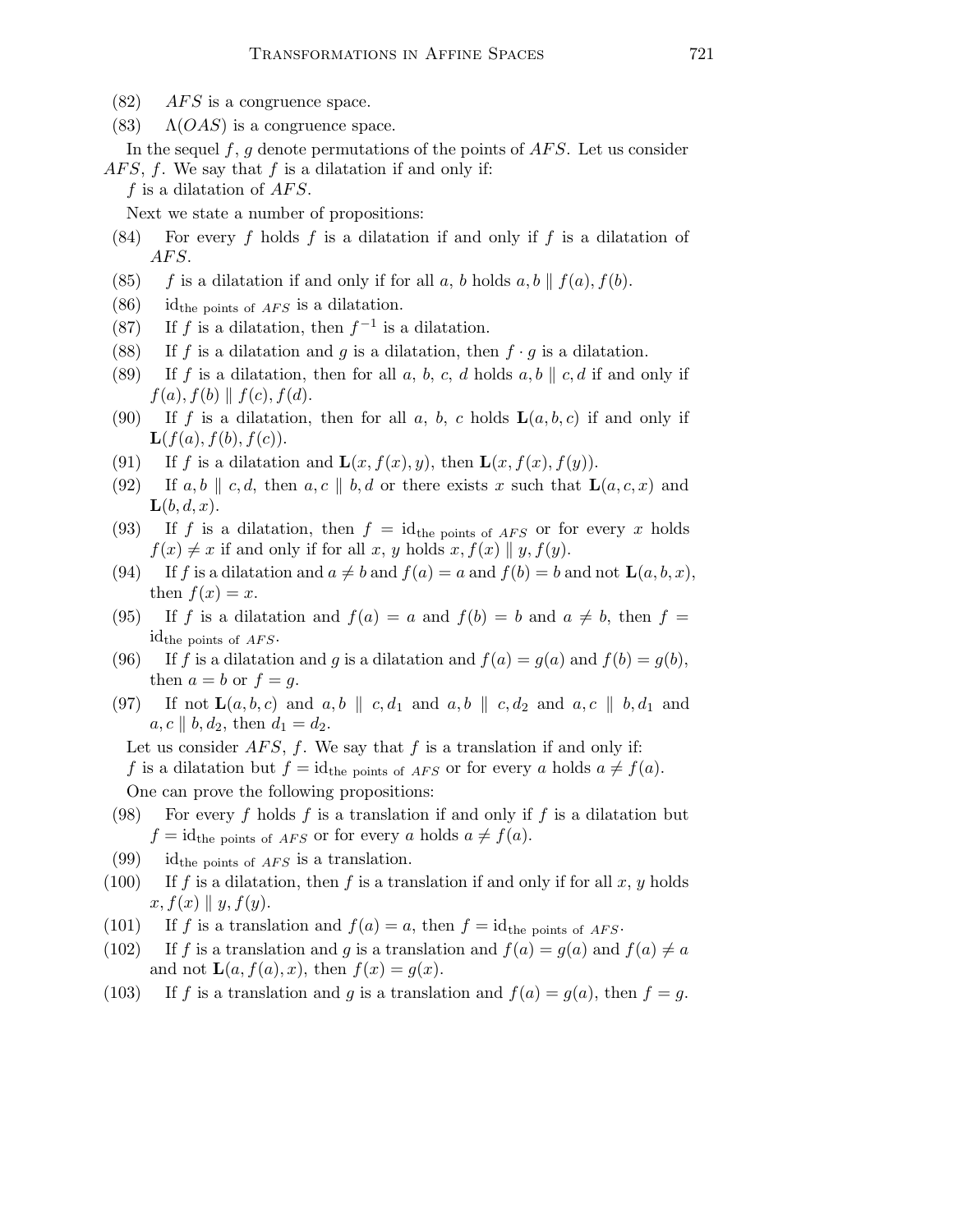(82) $AFS$ is a congruence space.

(83) $\Lambda(OAS)$ is a congruence space.

In the sequel $f$, $g$ denote permutations of the points of $AFS$. Let us consider $AFS$, $f$. We say that $f$ is a dilatation if and only if:

$f$ is a dilatation of $AFS$.

Next we state a number of propositions:

(84) For every $f$ holds $f$ is a dilatation if and only if $f$ is a dilatation of $AFS$.

(85) $f$ is a dilatation if and only if for all $a$, $b$ holds $a, b \parallel f(a), f(b)$.

(86) $\mathrm{id}_{\text{the points of } AFS}$ is a dilatation.

(87) If $f$ is a dilatation, then $f^{-1}$ is a dilatation.

(88) If $f$ is a dilatation and $g$ is a dilatation, then $f \cdot g$ is a dilatation.

(89) If $f$ is a dilatation, then for all $a$, $b$, $c$, $d$ holds $a, b \parallel c, d$ if and only if $f(a), f(b) \parallel f(c), f(d)$.

(90) If $f$ is a dilatation, then for all $a$, $b$, $c$ holds $\mathbf{L}(a, b, c)$ if and only if $\mathbf{L}(f(a), f(b), f(c))$.

(91) If $f$ is a dilatation and $\mathbf{L}(x, f(x), y)$, then $\mathbf{L}(x, f(x), f(y))$.

(92) If $a, b \parallel c, d$, then $a, c \parallel b, d$ or there exists $x$ such that $\mathbf{L}(a, c, x)$ and $\mathbf{L}(b, d, x)$.

(93) If $f$ is a dilatation, then $f = \mathrm{id}_{\text{the points of } AFS}$ or for every $x$ holds $f(x) \neq x$ if and only if for all $x$, $y$ holds $x, f(x) \parallel y, f(y)$.

(94) If $f$ is a dilatation and $a \neq b$ and $f(a) = a$ and $f(b) = b$ and not $\mathbf{L}(a, b, x)$, then $f(x) = x$.

(95) If $f$ is a dilatation and $f(a) = a$ and $f(b) = b$ and $a \neq b$, then $f = \mathrm{id}_{\text{the points of } AFS}$.

(96) If $f$ is a dilatation and $g$ is a dilatation and $f(a) = g(a)$ and $f(b) = g(b)$, then $a = b$ or $f = g$.

(97) If not $\mathbf{L}(a, b, c)$ and $a, b \parallel c, d_1$ and $a, b \parallel c, d_2$ and $a, c \parallel b, d_1$ and $a, c \parallel b, d_2$, then $d_1 = d_2$.

Let us consider $AFS$, $f$. We say that $f$ is a translation if and only if:

$f$ is a dilatation but $f = \mathrm{id}_{\text{the points of } AFS}$ or for every $a$ holds $a \neq f(a)$.

One can prove the following propositions:

(98) For every $f$ holds $f$ is a translation if and only if $f$ is a dilatation but $f = \mathrm{id}_{\text{the points of } AFS}$ or for every $a$ holds $a \neq f(a)$.

(99) $\mathrm{id}_{\text{the points of } AFS}$ is a translation.

(100) If $f$ is a dilatation, then $f$ is a translation if and only if for all $x$, $y$ holds $x, f(x) \parallel y, f(y)$.

(101) If $f$ is a translation and $f(a) = a$, then $f = \mathrm{id}_{\text{the points of } AFS}$.

(102) If $f$ is a translation and $g$ is a translation and $f(a) = g(a)$ and $f(a) \neq a$ and not $\mathbf{L}(a, f(a), x)$, then $f(x) = g(x)$.

(103) If $f$ is a translation and $g$ is a translation and $f(a) = g(a)$, then $f = g$.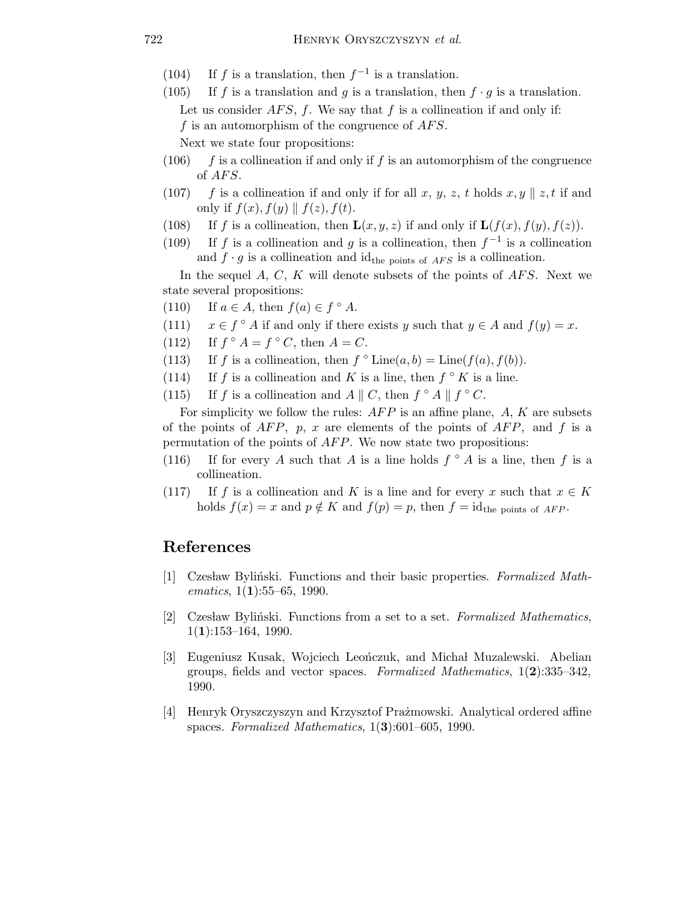(104) If $f$ is a translation, then $f^{-1}$ is a translation.

(105) If $f$ is a translation and $g$ is a translation, then $f \cdot g$ is a translation.

Let us consider $AFS$, $f$. We say that $f$ is a collineation if and only if: $f$ is an automorphism of the congruence of $AFS$.

Next we state four propositions:

(106) $f$ is a collineation if and only if $f$ is an automorphism of the congruence of $AFS$.

(107) $f$ is a collineation if and only if for all $x$, $y$, $z$, $t$ holds $x, y \parallel z, t$ if and only if $f(x), f(y) \parallel f(z), f(t)$.

(108) If $f$ is a collineation, then $\mathbf{L}(x, y, z)$ if and only if $\mathbf{L}(f(x), f(y), f(z))$.

(109) If $f$ is a collineation and $g$ is a collineation, then $f^{-1}$ is a collineation and $f \cdot g$ is a collineation and $\mathrm{id}_{\text{the points of } AFS}$ is a collineation.

In the sequel $A$, $C$, $K$ will denote subsets of the points of $AFS$. Next we state several propositions:

(110) If $a \in A$, then $f(a) \in f \circ A$.

(111) $x \in f \circ A$ if and only if there exists $y$ such that $y \in A$ and $f(y) = x$.

(112) If $f \circ A = f \circ C$, then $A = C$.

(113) If $f$ is a collineation, then $f \circ \mathrm{Line}(a, b) = \mathrm{Line}(f(a), f(b))$.

(114) If $f$ is a collineation and $K$ is a line, then $f \circ K$ is a line.

(115) If $f$ is a collineation and $A \parallel C$, then $f \circ A \parallel f \circ C$.

For simplicity we follow the rules: $AFP$ is an affine plane, $A$, $K$ are subsets of the points of $AFP$, $p$, $x$ are elements of the points of $AFP$, and $f$ is a permutation of the points of $AFP$. We now state two propositions:

(116) If for every $A$ such that $A$ is a line holds $f \circ A$ is a line, then $f$ is a collineation.

(117) If $f$ is a collineation and $K$ is a line and for every $x$ such that $x \in K$ holds $f(x) = x$ and $p \notin K$ and $f(p) = p$, then $f = \mathrm{id}_{\text{the points of } AFP}$.

## References

[1] Czesław Byliński. Functions and their basic properties. *Formalized Mathematics*, 1(**1**):55–65, 1990.

[2] Czesław Byliński. Functions from a set to a set. *Formalized Mathematics*, 1(**1**):153–164, 1990.

[3] Eugeniusz Kusak, Wojciech Leończuk, and Michał Muzalewski. Abelian groups, fields and vector spaces. *Formalized Mathematics*, 1(**2**):335–342, 1990.

[4] Henryk Oryszczyszyn and Krzysztof Prażmowski. Analytical ordered affine spaces. *Formalized Mathematics*, 1(**3**):601–605, 1990.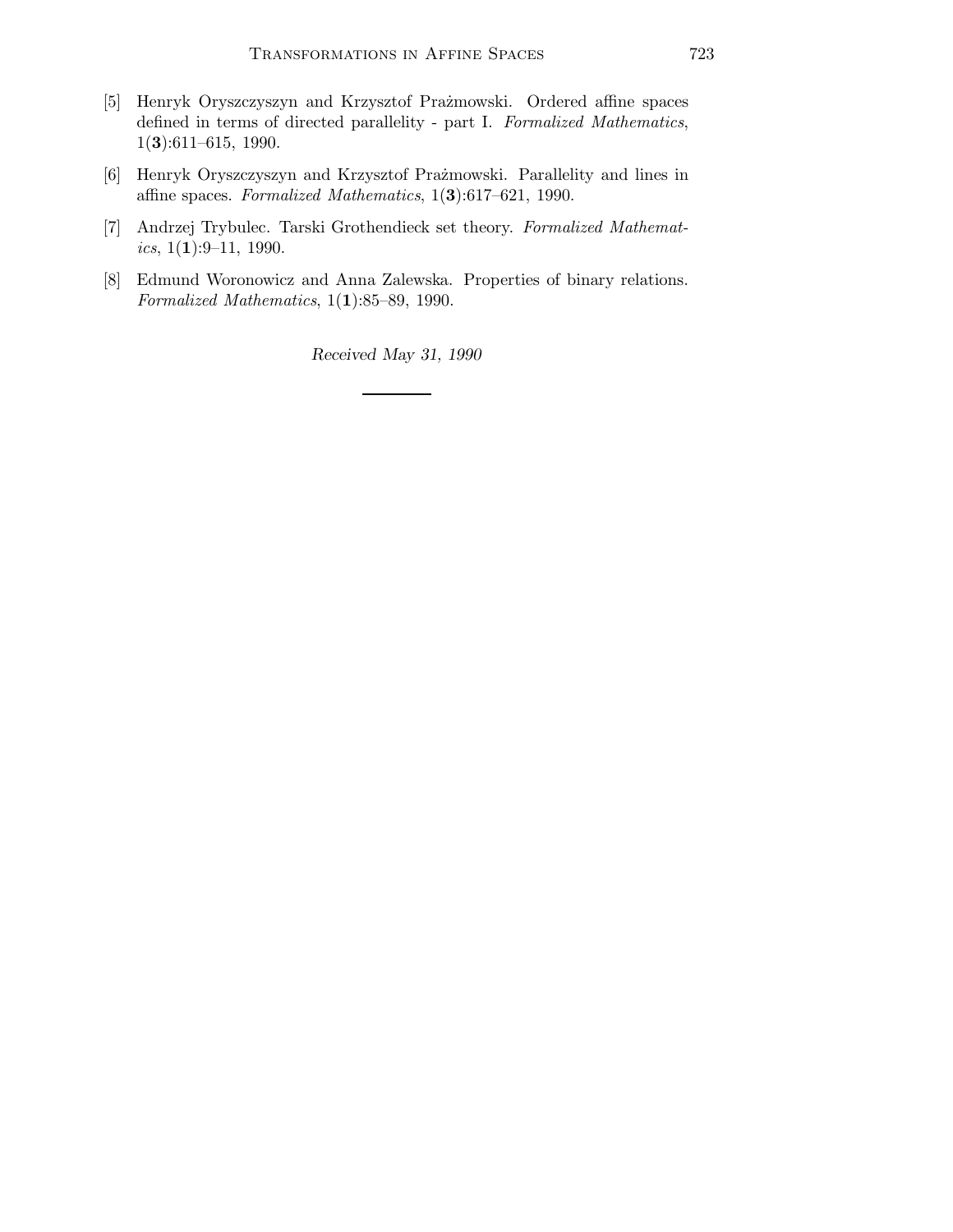[5] Henryk Oryszczyszyn and Krzysztof Prażmowski. Ordered affine spaces defined in terms of directed parallelity - part I. *Formalized Mathematics*, 1(**3**):611–615, 1990.

[6] Henryk Oryszczyszyn and Krzysztof Prażmowski. Parallelity and lines in affine spaces. *Formalized Mathematics*, 1(**3**):617–621, 1990.

[7] Andrzej Trybulec. Tarski Grothendieck set theory. *Formalized Mathematics*, 1(**1**):9–11, 1990.

[8] Edmund Woronowicz and Anna Zalewska. Properties of binary relations. *Formalized Mathematics*, 1(**1**):85–89, 1990.

*Received May 31, 1990*